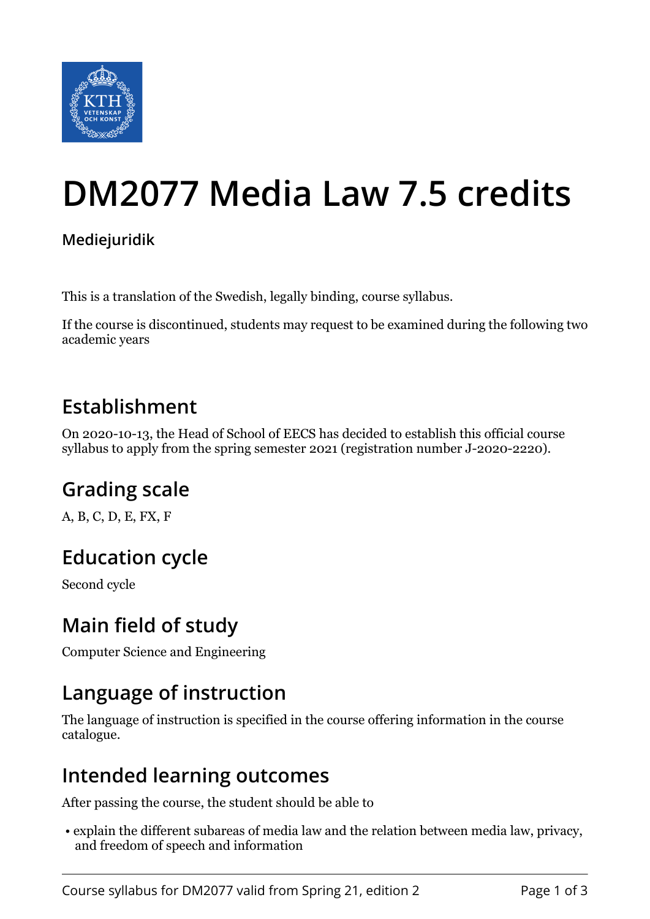# DM2077 Media Law 7.5 credits

**Mediejuridik**

This is a translation of the Swedish, legally binding, course syllabus.

If the course is discontinued, students may request to be examined during the following two academic years

## Establishment

On 2020-10-13, the Head of School of EECS has decided to establish this official course syllabus to apply from the spring semester 2021 (registration number J-2020-2220).

## Grading scale

A, B, C, D, E, FX, F

## Education cycle

Second cycle

## Main field of study

Computer Science and Engineering

## Language of instruction

The language of instruction is specified in the course offering information in the course catalogue.

## Intended learning outcomes

After passing the course, the student should be able to

- explain the different subareas of media law and the relation between media law, privacy, and freedom of speech and information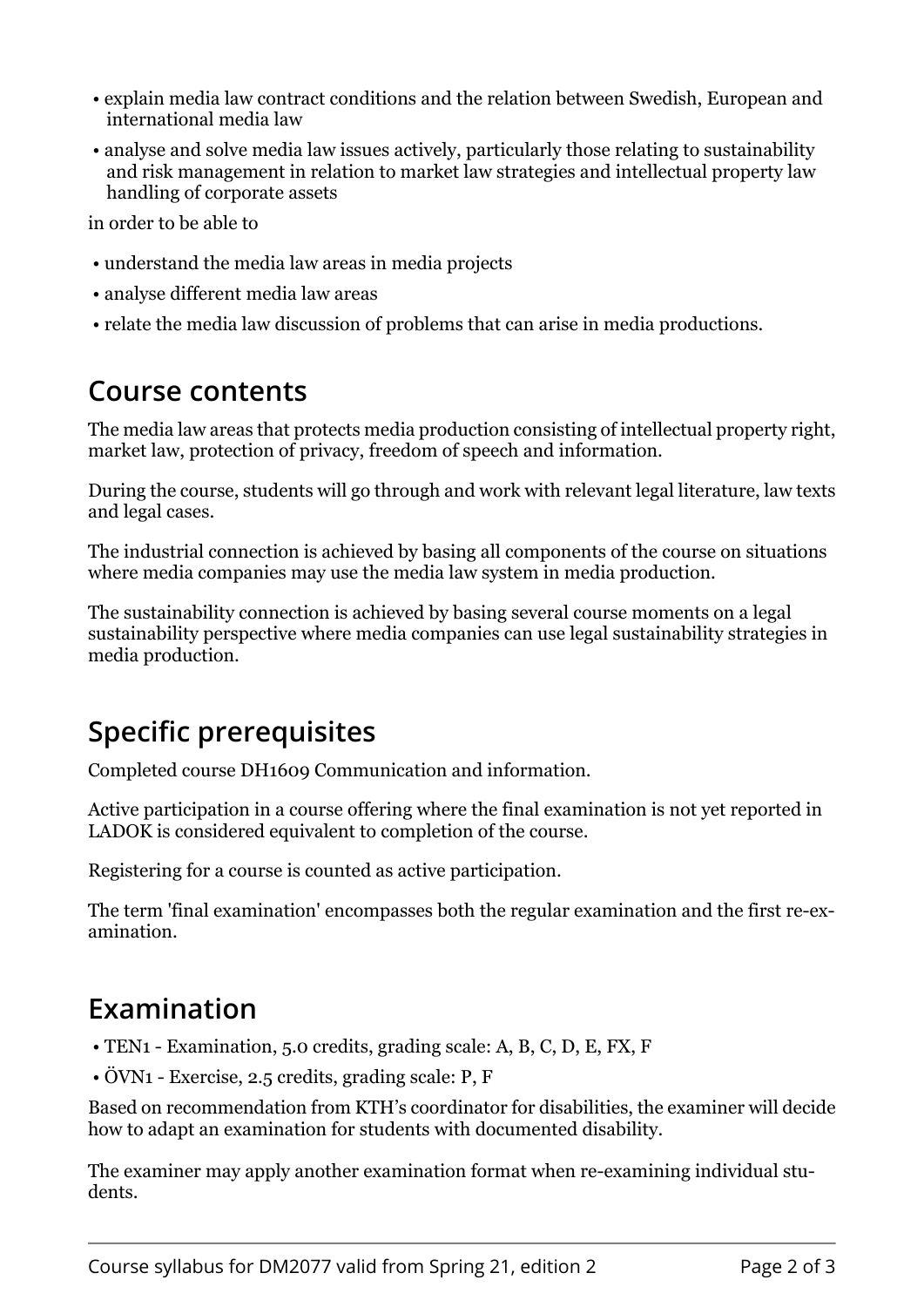- explain media law contract conditions and the relation between Swedish, European and international media law
- analyse and solve media law issues actively, particularly those relating to sustainability and risk management in relation to market law strategies and intellectual property law handling of corporate assets

in order to be able to

- understand the media law areas in media projects
- analyse different media law areas
- relate the media law discussion of problems that can arise in media productions.

## Course contents

The media law areas that protects media production consisting of intellectual property right, market law, protection of privacy, freedom of speech and information.

During the course, students will go through and work with relevant legal literature, law texts and legal cases.

The industrial connection is achieved by basing all components of the course on situations where media companies may use the media law system in media production.

The sustainability connection is achieved by basing several course moments on a legal sustainability perspective where media companies can use legal sustainability strategies in media production.

## Specific prerequisites

Completed course DH1609 Communication and information.

Active participation in a course offering where the final examination is not yet reported in LADOK is considered equivalent to completion of the course.

Registering for a course is counted as active participation.

The term 'final examination' encompasses both the regular examination and the first re-examination.

## Examination

- TEN1 - Examination, 5.0 credits, grading scale: A, B, C, D, E, FX, F
- ÖVN1 - Exercise, 2.5 credits, grading scale: P, F

Based on recommendation from KTH's coordinator for disabilities, the examiner will decide how to adapt an examination for students with documented disability.

The examiner may apply another examination format when re-examining individual students.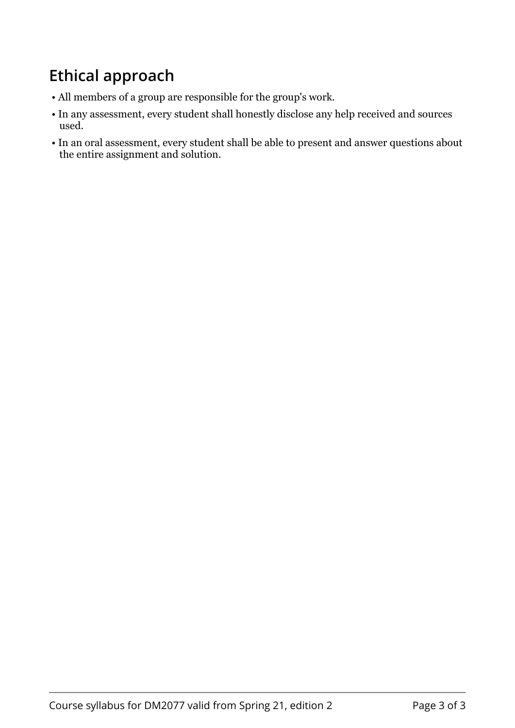## Ethical approach

- All members of a group are responsible for the group's work.
- In any assessment, every student shall honestly disclose any help received and sources used.
- In an oral assessment, every student shall be able to present and answer questions about the entire assignment and solution.